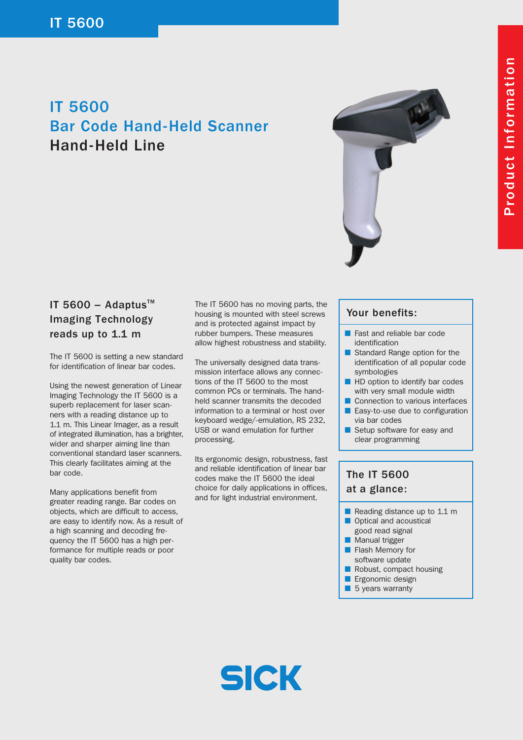# IT 5600
## Bar Code Hand-Held Scanner
## Hand-Held Line

Product Information

### IT 5600 – Adaptus™ Imaging Technology reads up to 1.1 m

The IT 5600 is setting a new standard for identification of linear bar codes.

Using the newest generation of Linear Imaging Technology the IT 5600 is a superb replacement for laser scanners with a reading distance up to 1.1 m. This Linear Imager, as a result of integrated illumination, has a brighter, wider and sharper aiming line than conventional standard laser scanners. This clearly facilitates aiming at the bar code.

Many applications benefit from greater reading range. Bar codes on objects, which are difficult to access, are easy to identify now. As a result of a high scanning and decoding frequency the IT 5600 has a high performance for multiple reads or poor quality bar codes.

The IT 5600 has no moving parts, the housing is mounted with steel screws and is protected against impact by rubber bumpers. These measures allow highest robustness and stability.

The universally designed data transmission interface allows any connections of the IT 5600 to the most common PCs or terminals. The hand-held scanner transmits the decoded information to a terminal or host over keyboard wedge/-emulation, RS 232, USB or wand emulation for further processing.

Its ergonomic design, robustness, fast and reliable identification of linear bar codes make the IT 5600 the ideal choice for daily applications in offices, and for light industrial environment.

### Your benefits:

- Fast and reliable bar code identification
- Standard Range option for the identification of all popular code symbologies
- HD option to identify bar codes with very small module width
- Connection to various interfaces
- Easy-to-use due to configuration via bar codes
- Setup software for easy and clear programming

### The IT 5600 at a glance:

- Reading distance up to 1.1 m
- Optical and acoustical good read signal
- Manual trigger
- Flash Memory for software update
- Robust, compact housing
- Ergonomic design
- 5 years warranty

SICK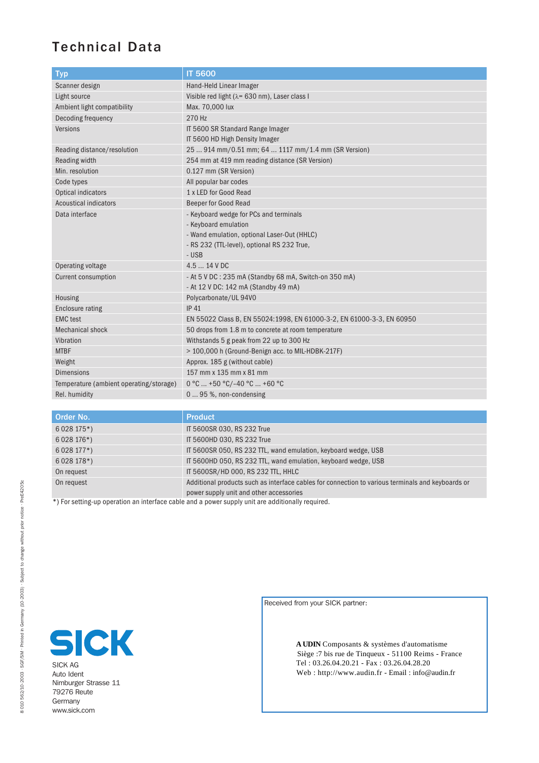# Technical Data

| Typ | IT 5600 |
|---|---|
| Scanner design | Hand-Held Linear Imager |
| Light source | Visible red light (λ= 630 nm), Laser class I |
| Ambient light compatibility | Max. 70,000 lux |
| Decoding frequency | 270 Hz |
| Versions | IT 5600 SR Standard Range Imager<br>IT 5600 HD High Density Imager |
| Reading distance/resolution | 25 ... 914 mm/0.51 mm; 64 ... 1117 mm/1.4 mm (SR Version) |
| Reading width | 254 mm at 419 mm reading distance (SR Version) |
| Min. resolution | 0.127 mm (SR Version) |
| Code types | All popular bar codes |
| Optical indicators | 1 x LED for Good Read |
| Acoustical indicators | Beeper for Good Read |
| Data interface | - Keyboard wedge for PCs and terminals<br>- Keyboard emulation<br>- Wand emulation, optional Laser-Out (HHLC)<br>- RS 232 (TTL-level), optional RS 232 True,<br>- USB |
| Operating voltage | 4.5 ... 14 V DC |
| Current consumption | - At 5 V DC : 235 mA (Standby 68 mA, Switch-on 350 mA)<br>- At 12 V DC: 142 mA (Standby 49 mA) |
| Housing | Polycarbonate/UL 94V0 |
| Enclosure rating | IP 41 |
| EMC test | EN 55022 Class B, EN 55024:1998, EN 61000-3-2, EN 61000-3-3, EN 60950 |
| Mechanical shock | 50 drops from 1.8 m to concrete at room temperature |
| Vibration | Withstands 5 g peak from 22 up to 300 Hz |
| MTBF | > 100,000 h (Ground-Benign acc. to MIL-HDBK-217F) |
| Weight | Approx. 185 g (without cable) |
| Dimensions | 157 mm x 135 mm x 81 mm |
| Temperature (ambient operating/storage) | 0 °C ... +50 °C/-40 °C ... +60 °C |
| Rel. humidity | 0 ... 95 %, non-condensing |

| Order No. | Product |
|---|---|
| 6 028 175*) | IT 5600SR 030, RS 232 True |
| 6 028 176*) | IT 5600HD 030, RS 232 True |
| 6 028 177*) | IT 5600SR 050, RS 232 TTL, wand emulation, keyboard wedge, USB |
| 6 028 178*) | IT 5600HD 050, RS 232 TTL, wand emulation, keyboard wedge, USB |
| On request | IT 5600SR/HD 000, RS 232 TTL, HHLC |
| On request | Additional products such as interface cables for connection to various terminals and keyboards or power supply unit and other accessories |

*) For setting-up operation an interface cable and a power supply unit are additionally required.

SICK

SICK AG
Auto Ident
Nimburger Strasse 11
79276 Reute
Germany
www.sick.com

Received from your SICK partner:

**AUDIN** Composants & systèmes d'automatisme
Siège :7 bis rue de Tinqueux - 51100 Reims - France
Tel : 03.26.04.20.21 - Fax : 03.26.04.28.20
Web : http://www.audin.fr - Email : info@audin.fr

8 010 562/10-2003 · SGF/SM · Printed in Germany (10-2003) · Subject to change without prior notice · PreE4205c